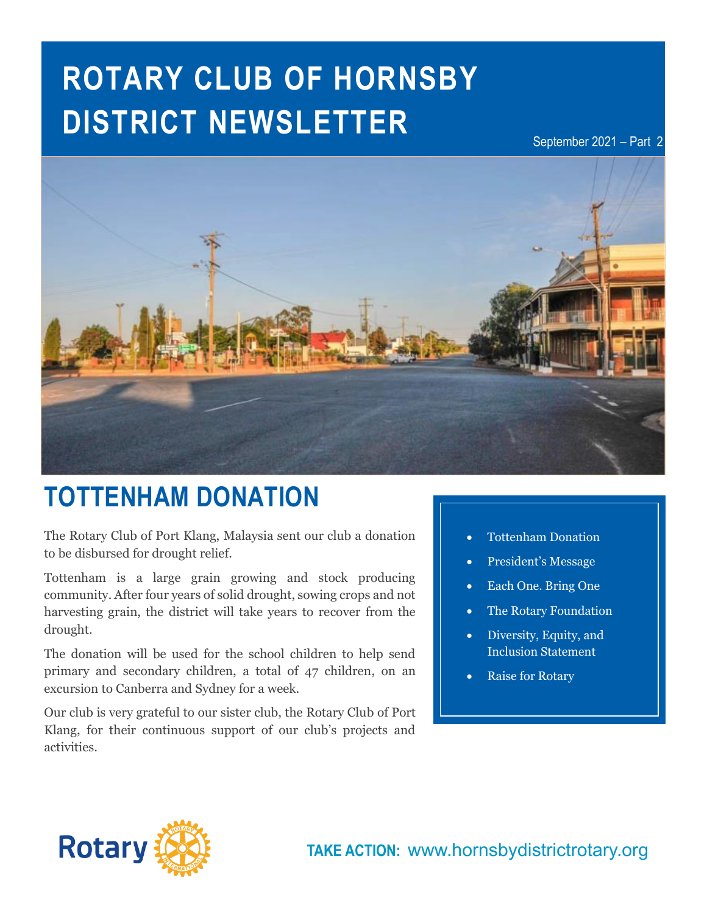# ROTARY CLUB OF HORNSBY DISTRICT NEWSLETTER

September 2021 – Part 2

## TOTTENHAM DONATION

The Rotary Club of Port Klang, Malaysia sent our club a donation to be disbursed for drought relief.

Tottenham is a large grain growing and stock producing community. After four years of solid drought, sowing crops and not harvesting grain, the district will take years to recover from the drought.

The donation will be used for the school children to help send primary and secondary children, a total of 47 children, on an excursion to Canberra and Sydney for a week.

Our club is very grateful to our sister club, the Rotary Club of Port Klang, for their continuous support of our club's projects and activities.

- Tottenham Donation
- President's Message
- Each One. Bring One
- The Rotary Foundation
- Diversity, Equity, and Inclusion Statement
- Raise for Rotary

**TAKE ACTION:** www.hornsbydistrictrotary.org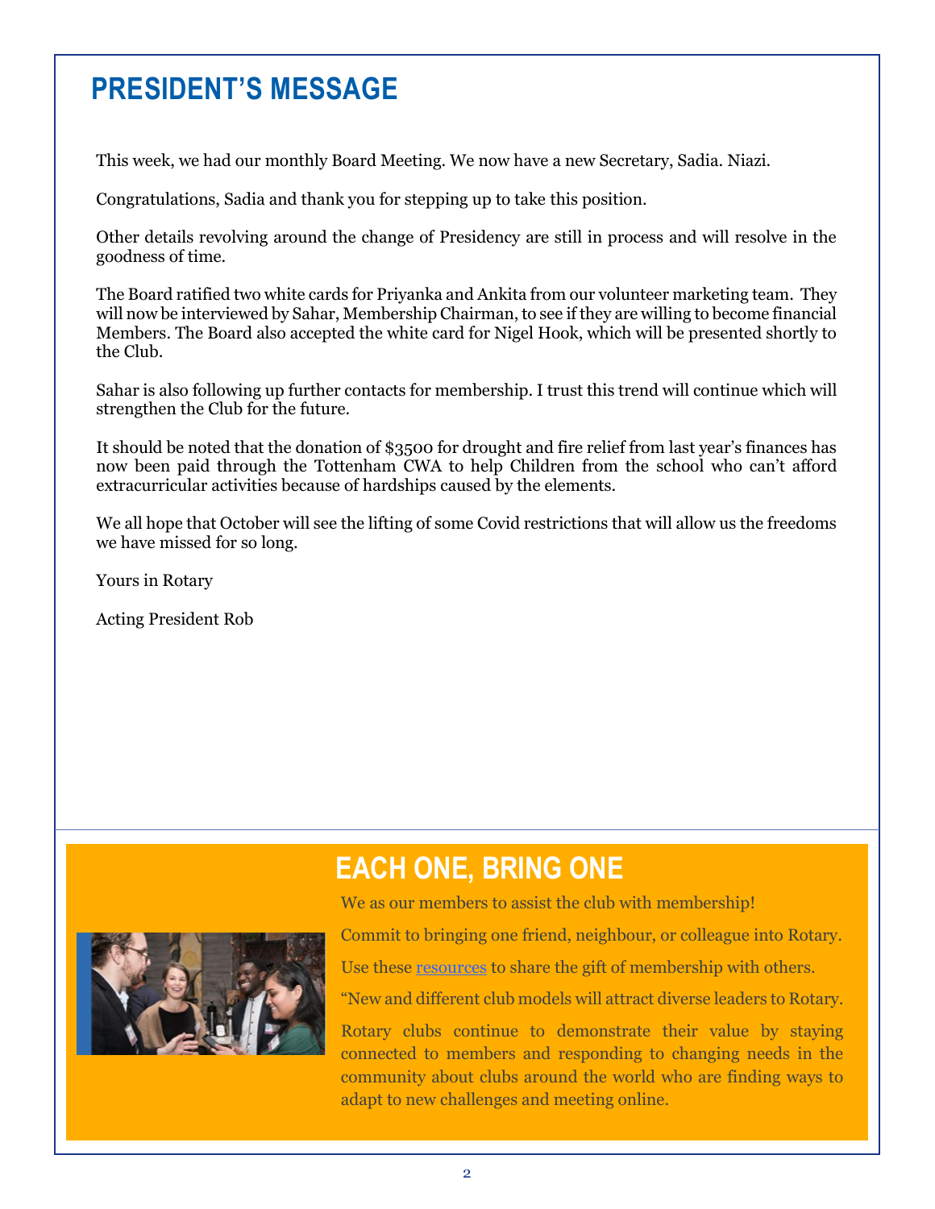# PRESIDENT'S MESSAGE

This week, we had our monthly Board Meeting. We now have a new Secretary, Sadia. Niazi.

Congratulations, Sadia and thank you for stepping up to take this position.

Other details revolving around the change of Presidency are still in process and will resolve in the goodness of time.

The Board ratified two white cards for Priyanka and Ankita from our volunteer marketing team. They will now be interviewed by Sahar, Membership Chairman, to see if they are willing to become financial Members. The Board also accepted the white card for Nigel Hook, which will be presented shortly to the Club.

Sahar is also following up further contacts for membership. I trust this trend will continue which will strengthen the Club for the future.

It should be noted that the donation of $3500 for drought and fire relief from last year's finances has now been paid through the Tottenham CWA to help Children from the school who can't afford extracurricular activities because of hardships caused by the elements.

We all hope that October will see the lifting of some Covid restrictions that will allow us the freedoms we have missed for so long.

Yours in Rotary

Acting President Rob

## EACH ONE, BRING ONE

We as our members to assist the club with membership!

Commit to bringing one friend, neighbour, or colleague into Rotary.

Use these resources to share the gift of membership with others.

"New and different club models will attract diverse leaders to Rotary.

Rotary clubs continue to demonstrate their value by staying connected to members and responding to changing needs in the community about clubs around the world who are finding ways to adapt to new challenges and meeting online.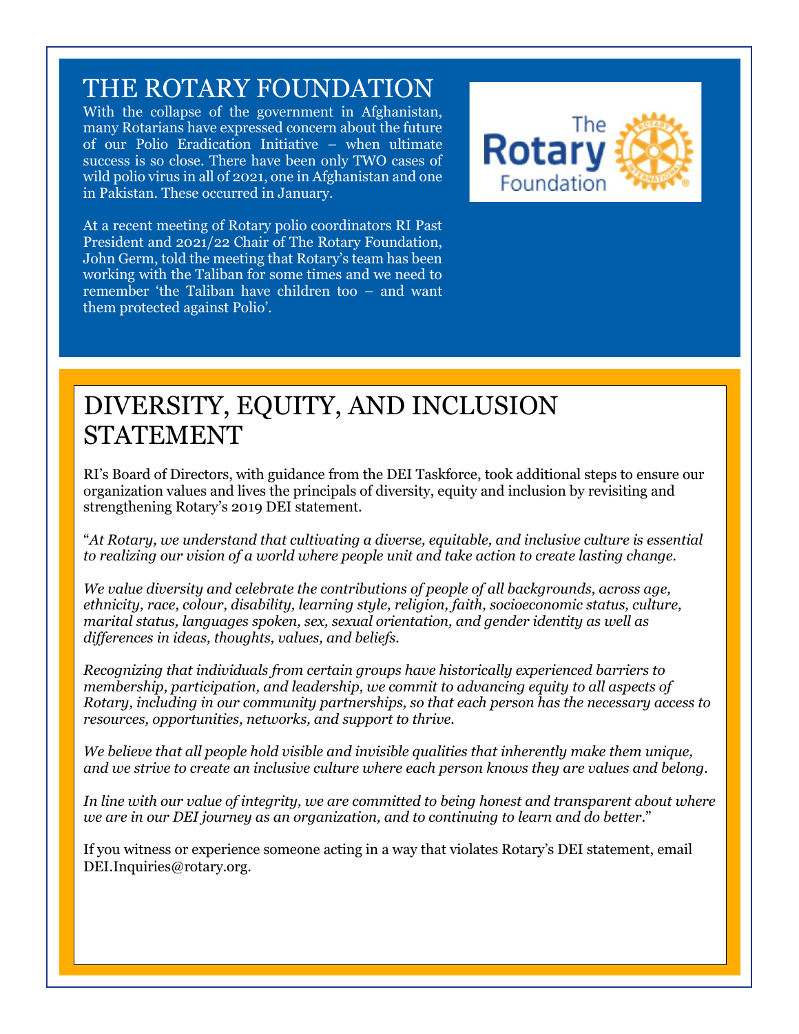# THE ROTARY FOUNDATION

With the collapse of the government in Afghanistan, many Rotarians have expressed concern about the future of our Polio Eradication Initiative – when ultimate success is so close. There have been only TWO cases of wild polio virus in all of 2021, one in Afghanistan and one in Pakistan. These occurred in January.

At a recent meeting of Rotary polio coordinators RI Past President and 2021/22 Chair of The Rotary Foundation, John Germ, told the meeting that Rotary's team has been working with the Taliban for some times and we need to remember 'the Taliban have children too – and want them protected against Polio'.

# DIVERSITY, EQUITY, AND INCLUSION STATEMENT

RI's Board of Directors, with guidance from the DEI Taskforce, took additional steps to ensure our organization values and lives the principals of diversity, equity and inclusion by revisiting and strengthening Rotary's 2019 DEI statement.

"*At Rotary, we understand that cultivating a diverse, equitable, and inclusive culture is essential to realizing our vision of a world where people unit and take action to create lasting change.*

*We value diversity and celebrate the contributions of people of all backgrounds, across age, ethnicity, race, colour, disability, learning style, religion, faith, socioeconomic status, culture, marital status, languages spoken, sex, sexual orientation, and gender identity as well as differences in ideas, thoughts, values, and beliefs.*

*Recognizing that individuals from certain groups have historically experienced barriers to membership, participation, and leadership, we commit to advancing equity to all aspects of Rotary, including in our community partnerships, so that each person has the necessary access to resources, opportunities, networks, and support to thrive.*

*We believe that all people hold visible and invisible qualities that inherently make them unique, and we strive to create an inclusive culture where each person knows they are values and belong.*

*In line with our value of integrity, we are committed to being honest and transparent about where we are in our DEI journey as an organization, and to continuing to learn and do better*."

If you witness or experience someone acting in a way that violates Rotary's DEI statement, email DEI.Inquiries@rotary.org.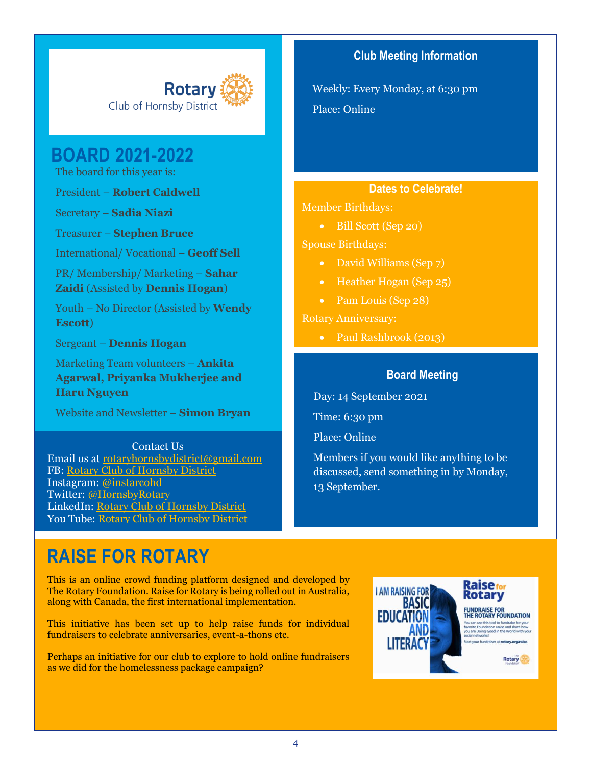Rotary Club of Hornsby District

# BOARD 2021-2022

The board for this year is:

President – **Robert Caldwell**

Secretary – **Sadia Niazi**

Treasurer – **Stephen Bruce**

International/ Vocational – **Geoff Sell**

PR/ Membership/ Marketing – **Sahar Zaidi** (Assisted by **Dennis Hogan**)

Youth – No Director (Assisted by **Wendy Escott**)

Sergeant – **Dennis Hogan**

Marketing Team volunteers – **Ankita Agarwal, Priyanka Mukherjee and Haru Nguyen**

Website and Newsletter – **Simon Bryan**

Contact Us

Email us at rotaryhornsbydistrict@gmail.com
FB: Rotary Club of Hornsby District
Instagram: @instarcohd
Twitter: @HornsbyRotary
LinkedIn: Rotary Club of Hornsby District
You Tube: Rotary Club of Hornsby District

## Club Meeting Information

Weekly: Every Monday, at 6:30 pm

Place: Online

## Dates to Celebrate!

Member Birthdays:

- Bill Scott (Sep 20)

Spouse Birthdays:

- David Williams (Sep 7)
- Heather Hogan (Sep 25)
- Pam Louis (Sep 28)

Rotary Anniversary:

- Paul Rashbrook (2013)

## Board Meeting

Day: 14 September 2021

Time: 6:30 pm

Place: Online

Members if you would like anything to be discussed, send something in by Monday, 13 September.

# RAISE FOR ROTARY

This is an online crowd funding platform designed and developed by The Rotary Foundation. Raise for Rotary is being rolled out in Australia, along with Canada, the first international implementation.

This initiative has been set up to help raise funds for individual fundraisers to celebrate anniversaries, event-a-thons etc.

Perhaps an initiative for our club to explore to hold online fundraisers as we did for the homelessness package campaign?